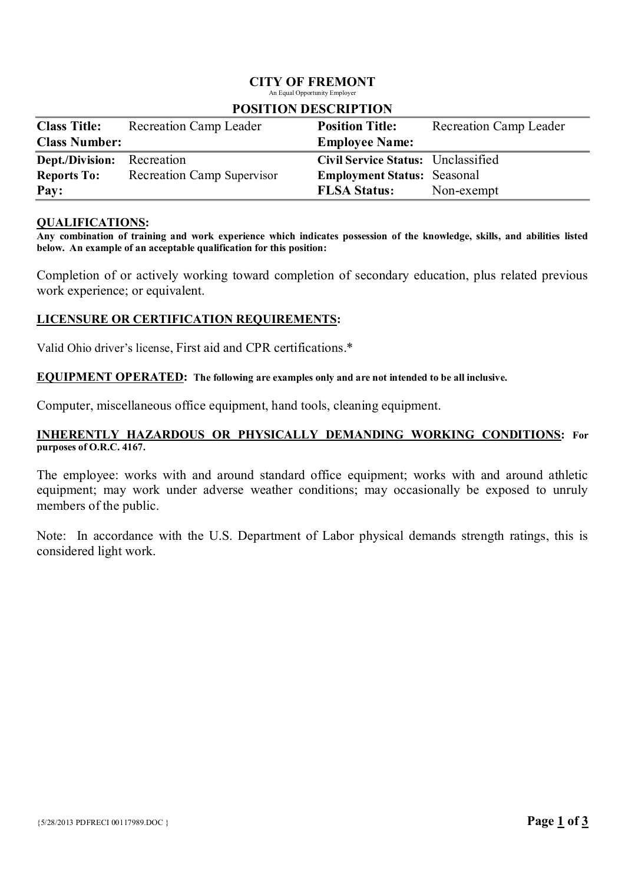# CITY OF FREMONT

An Equal Opportunity Employer

## POSITION DESCRIPTION

| | | | |
|---|---|---|---|
| **Class Title:** | Recreation Camp Leader | **Position Title:** | Recreation Camp Leader |
| **Class Number:** | | **Employee Name:** | |
| **Dept./Division:** | Recreation | **Civil Service Status:** | Unclassified |
| **Reports To:** | Recreation Camp Supervisor | **Employment Status:** | Seasonal |
| **Pay:** | | **FLSA Status:** | Non-exempt |

**QUALIFICATIONS:**

**Any combination of training and work experience which indicates possession of the knowledge, skills, and abilities listed below. An example of an acceptable qualification for this position:**

Completion of or actively working toward completion of secondary education, plus related previous work experience; or equivalent.

**LICENSURE OR CERTIFICATION REQUIREMENTS:**

Valid Ohio driver's license, First aid and CPR certifications.*

**EQUIPMENT OPERATED:** **The following are examples only and are not intended to be all inclusive.**

Computer, miscellaneous office equipment, hand tools, cleaning equipment.

**INHERENTLY HAZARDOUS OR PHYSICALLY DEMANDING WORKING CONDITIONS:** **For purposes of O.R.C. 4167.**

The employee: works with and around standard office equipment; works with and around athletic equipment; may work under adverse weather conditions; may occasionally be exposed to unruly members of the public.

Note: In accordance with the U.S. Department of Labor physical demands strength ratings, this is considered light work.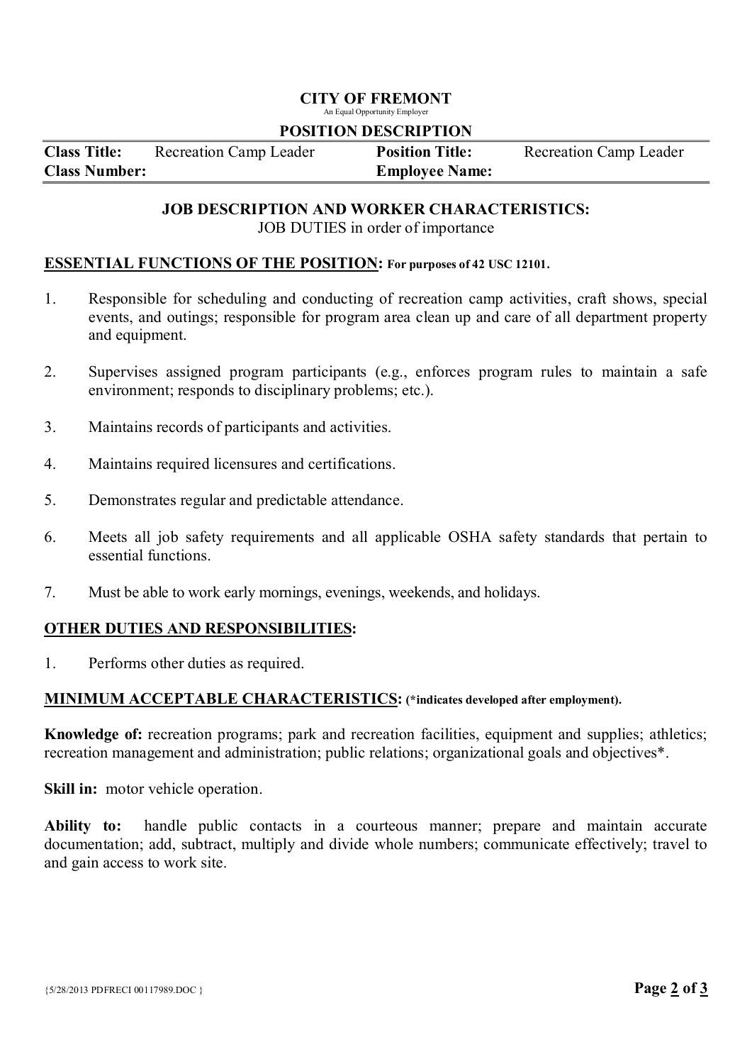**CITY OF FREMONT**

An Equal Opportunity Employer

**POSITION DESCRIPTION**

| **Class Title:** | Recreation Camp Leader | **Position Title:** | Recreation Camp Leader |
|---|---|---|---|
| **Class Number:** | | **Employee Name:** | |

**JOB DESCRIPTION AND WORKER CHARACTERISTICS:**

JOB DUTIES in order of importance

## ESSENTIAL FUNCTIONS OF THE POSITION: For purposes of 42 USC 12101.

1. Responsible for scheduling and conducting of recreation camp activities, craft shows, special events, and outings; responsible for program area clean up and care of all department property and equipment.
2. Supervises assigned program participants (e.g., enforces program rules to maintain a safe environment; responds to disciplinary problems; etc.).
3. Maintains records of participants and activities.
4. Maintains required licensures and certifications.
5. Demonstrates regular and predictable attendance.
6. Meets all job safety requirements and all applicable OSHA safety standards that pertain to essential functions.
7. Must be able to work early mornings, evenings, weekends, and holidays.

## OTHER DUTIES AND RESPONSIBILITIES:

1. Performs other duties as required.

## MINIMUM ACCEPTABLE CHARACTERISTICS: (*indicates developed after employment).

**Knowledge of:** recreation programs; park and recreation facilities, equipment and supplies; athletics; recreation management and administration; public relations; organizational goals and objectives*.

**Skill in:** motor vehicle operation.

**Ability to:** handle public contacts in a courteous manner; prepare and maintain accurate documentation; add, subtract, multiply and divide whole numbers; communicate effectively; travel to and gain access to work site.

{5/28/2013 PDFRECI 00117989.DOC }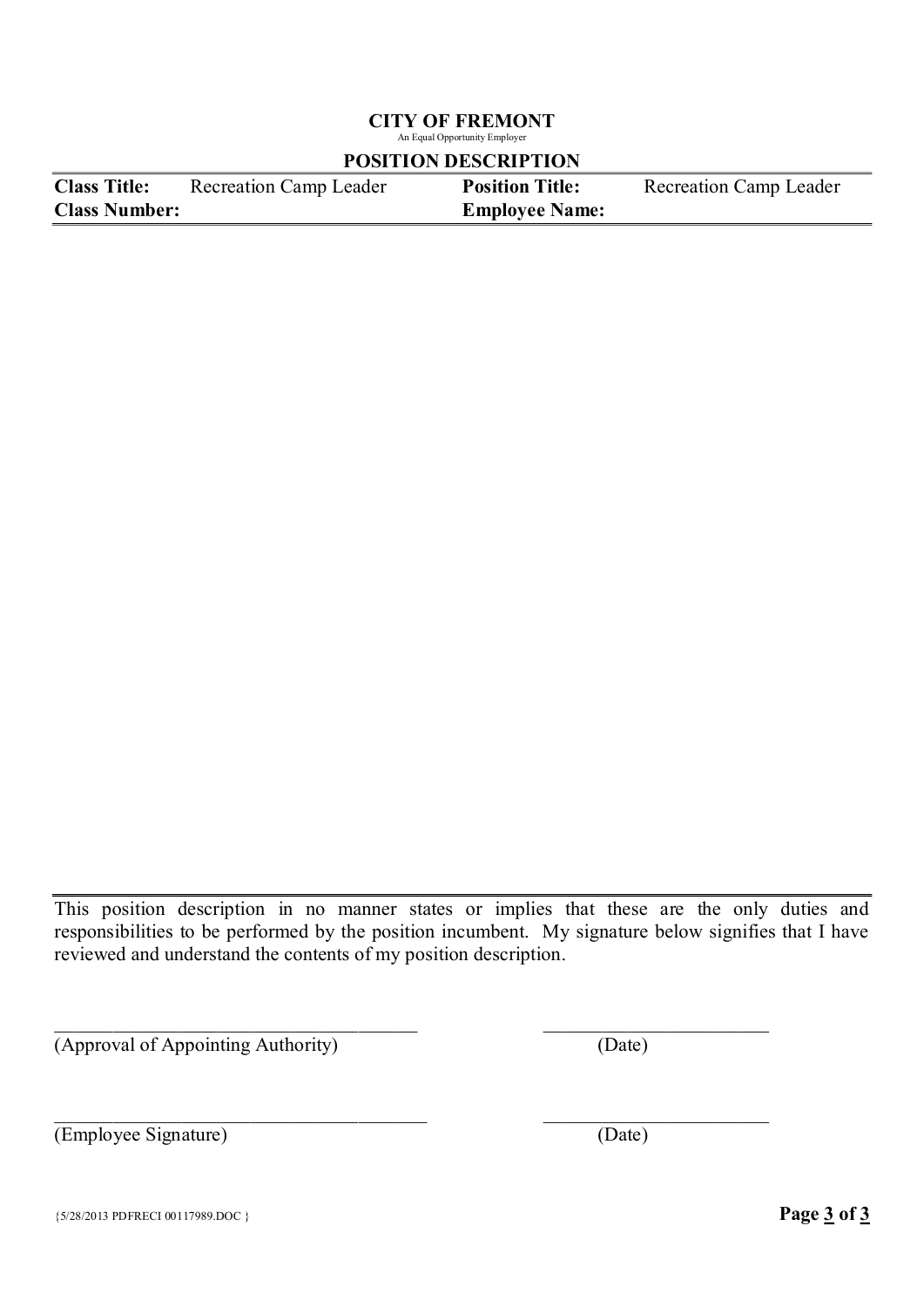**CITY OF FREMONT**

An Equal Opportunity Employer

**POSITION DESCRIPTION**

| | | | |
|---|---|---|---|
| **Class Title:** | Recreation Camp Leader | **Position Title:** | Recreation Camp Leader |
| **Class Number:** | | **Employee Name:** | |

This position description in no manner states or implies that these are the only duties and responsibilities to be performed by the position incumbent. My signature below signifies that I have reviewed and understand the contents of my position description.

_____________________________________ _______________________

(Approval of Appointing Authority) (Date)

_____________________________________ _______________________

(Employee Signature) (Date)

{5/28/2013 PDFRECI 00117989.DOC }